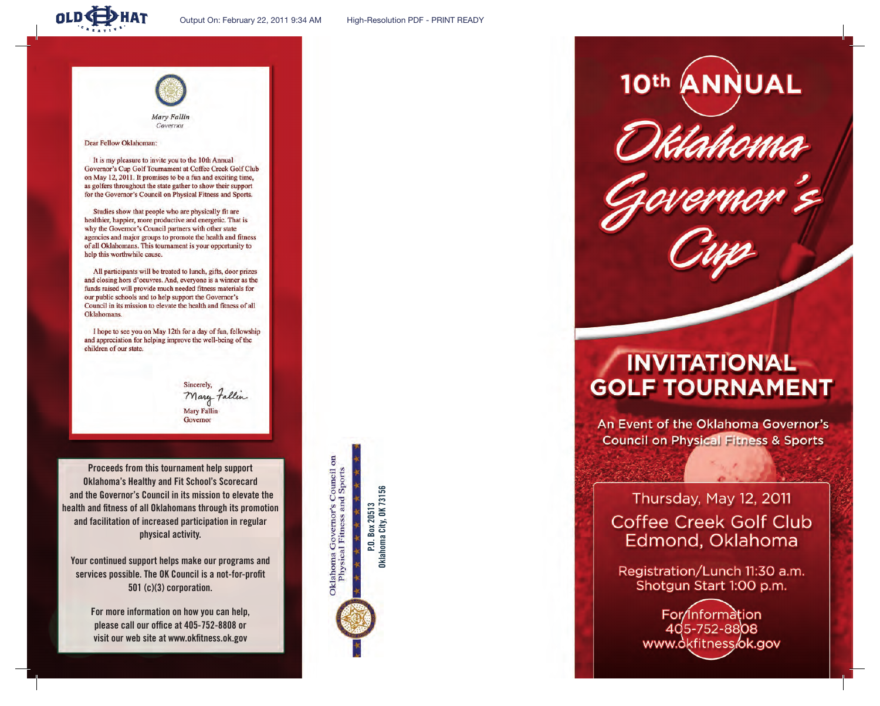Mary Fallin
Governor

Dear Fellow Oklahoman:

It is my pleasure to invite you to the 10th Annual Governor's Cup Golf Tournament at Coffee Creek Golf Club on May 12, 2011. It promises to be a fun and exciting time, as golfers throughout the state gather to show their support for the Governor's Council on Physical Fitness and Sports.

Studies show that people who are physically fit are healthier, happier, more productive and energetic. That is why the Governor's Council partners with other state agencies and major groups to promote the health and fitness of all Oklahomans. This tournament is your opportunity to help this worthwhile cause.

All participants will be treated to lunch, gifts, door prizes and closing hors d'oeuvres. And, everyone is a winner as the funds raised will provide much needed fitness materials for our public schools and to help support the Governor's Council in its mission to elevate the health and fitness of all Oklahomans.

I hope to see you on May 12th for a day of fun, fellowship and appreciation for helping improve the well-being of the children of our state.

Sincerely,

Mary Fallin
Governor

**Proceeds from this tournament help support Oklahoma's Healthy and Fit School's Scorecard and the Governor's Council in its mission to elevate the health and fitness of all Oklahomans through its promotion and facilitation of increased participation in regular physical activity.**

**Your continued support helps make our programs and services possible. The OK Council is a not-for-profit 501 (c)(3) corporation.**

**For more information on how you can help, please call our office at 405-752-8808 or visit our web site at www.okfitness.ok.gov**

Oklahoma Governor's Council on Physical Fitness and Sports
P.O. Box 20513
Oklahoma City, OK 73156

# 10th ANNUAL Oklahoma Governor's Cup

## INVITATIONAL GOLF TOURNAMENT

An Event of the Oklahoma Governor's Council on Physical Fitness & Sports

Thursday, May 12, 2011
Coffee Creek Golf Club
Edmond, Oklahoma

Registration/Lunch 11:30 a.m.
Shotgun Start 1:00 p.m.

For Information
405-752-8808
www.okfitness.ok.gov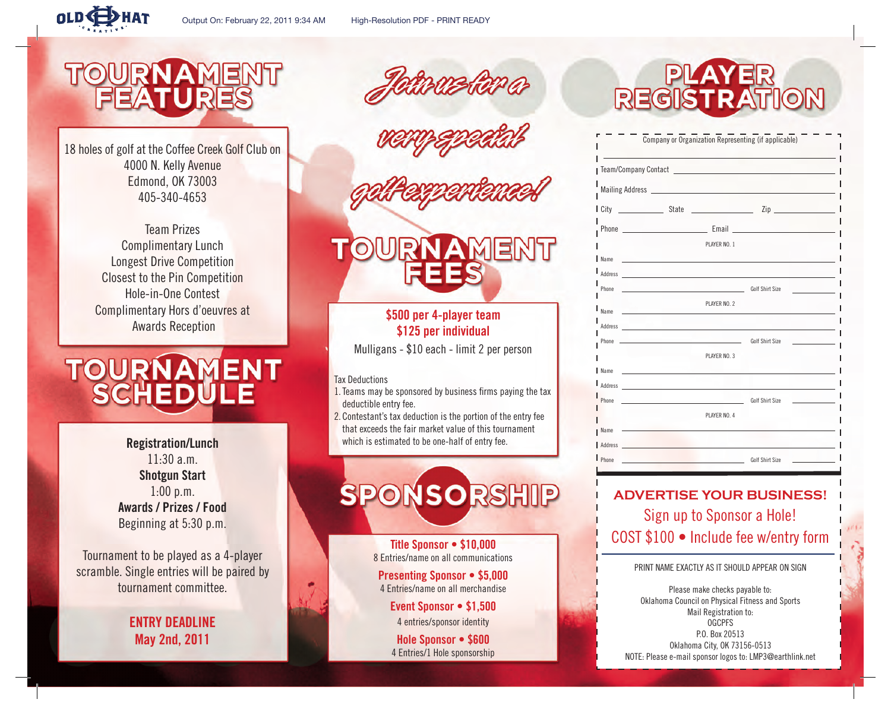# TOURNAMENT FEATURES

18 holes of golf at the Coffee Creek Golf Club on
4000 N. Kelly Avenue
Edmond, OK 73003
405-340-4653

Team Prizes
Complimentary Lunch
Longest Drive Competition
Closest to the Pin Competition
Hole-in-One Contest
Complimentary Hors d'oeuvres at Awards Reception

# TOURNAMENT SCHEDULE

**Registration/Lunch**
11:30 a.m.
**Shotgun Start**
1:00 p.m.
**Awards / Prizes / Food**
Beginning at 5:30 p.m.

Tournament to be played as a 4-player scramble. Single entries will be paired by tournament committee.

**ENTRY DEADLINE**
**May 2nd, 2011**

*Join us for a very special golf experience!*

# TOURNAMENT FEES

**$500 per 4-player team**
**$125 per individual**
Mulligans - $10 each - limit 2 per person

Tax Deductions

1. Teams may be sponsored by business firms paying the tax deductible entry fee.
2. Contestant's tax deduction is the portion of the entry fee that exceeds the fair market value of this tournament which is estimated to be one-half of entry fee.

# SPONSORSHIP

**Title Sponsor • $10,000**
8 Entries/name on all communications

**Presenting Sponsor • $5,000**
4 Entries/name on all merchandise

**Event Sponsor • $1,500**
4 entries/sponsor identity

**Hole Sponsor • $600**
4 Entries/1 Hole sponsorship

# PLAYER REGISTRATION

Company or Organization Representing (if applicable) ____________________

Team/Company Contact ____________________

Mailing Address ____________________

City __________ State __________ Zip __________

Phone __________ Email __________

PLAYER NO. 1

Name ____________________

Address ____________________

Phone __________ Golf Shirt Size __________

PLAYER NO. 2

Name ____________________

Address ____________________

Phone __________ Golf Shirt Size __________

PLAYER NO. 3

Name ____________________

Address ____________________

Phone __________ Golf Shirt Size __________

PLAYER NO. 4

Name ____________________

Address ____________________

Phone __________ Golf Shirt Size __________

**ADVERTISE YOUR BUSINESS!**
Sign up to Sponsor a Hole!
COST $100 • Include fee w/entry form

____________________

PRINT NAME EXACTLY AS IT SHOULD APPEAR ON SIGN

Please make checks payable to:
Oklahoma Council on Physical Fitness and Sports
Mail Registration to:
OGCPFS
P.O. Box 20513
Oklahoma City, OK 73156-0513
NOTE: Please e-mail sponsor logos to: LMP3@earthlink.net